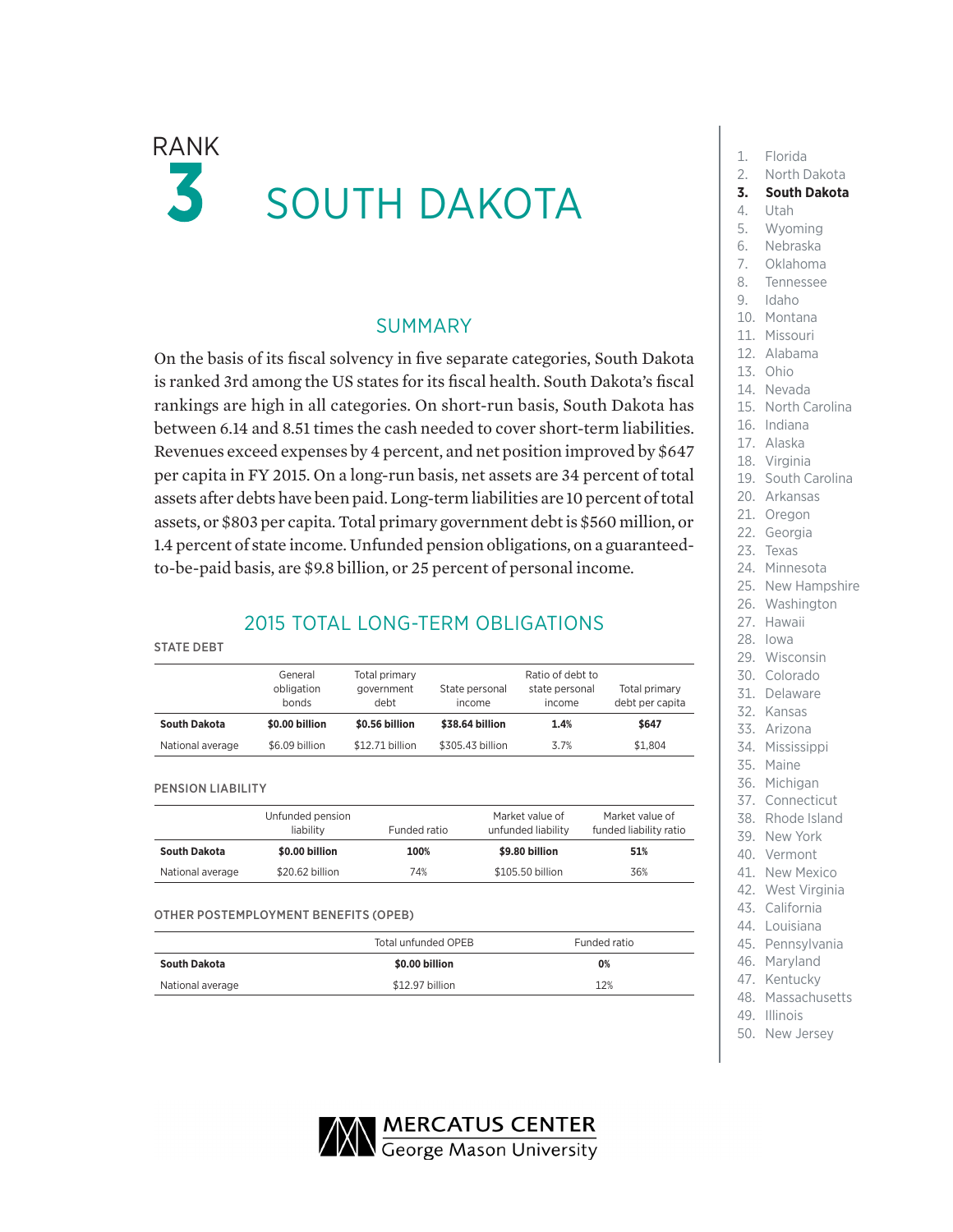# RANK 3

# SOUTH DAKOTA

## SUMMARY

On the basis of its fiscal solvency in five separate categories, South Dakota is ranked 3rd among the US states for its fiscal health. South Dakota's fiscal rankings are high in all categories. On short-run basis, South Dakota has between 6.14 and 8.51 times the cash needed to cover short-term liabilities. Revenues exceed expenses by 4 percent, and net position improved by $647 per capita in FY 2015. On a long-run basis, net assets are 34 percent of total assets after debts have been paid. Long-term liabilities are 10 percent of total assets, or $803 per capita. Total primary government debt is $560 million, or 1.4 percent of state income. Unfunded pension obligations, on a guaranteed-to-be-paid basis, are $9.8 billion, or 25 percent of personal income.

## 2015 TOTAL LONG-TERM OBLIGATIONS

### STATE DEBT

| | General obligation bonds | Total primary government debt | State personal income | Ratio of debt to state personal income | Total primary debt per capita |
|---|---|---|---|---|---|
| **South Dakota** | **$0.00 billion** | **$0.56 billion** | **$38.64 billion** | **1.4%** | **$647** |
| National average | $6.09 billion | $12.71 billion | $305.43 billion | 3.7% | $1,804 |

### PENSION LIABILITY

| | Unfunded pension liability | Funded ratio | Market value of unfunded liability | Market value of funded liability ratio |
|---|---|---|---|---|
| **South Dakota** | **$0.00 billion** | **100%** | **$9.80 billion** | **51%** |
| National average | $20.62 billion | 74% | $105.50 billion | 36% |

### OTHER POSTEMPLOYMENT BENEFITS (OPEB)

| | Total unfunded OPEB | Funded ratio |
|---|---|---|
| **South Dakota** | **$0.00 billion** | **0%** |
| National average | $12.97 billion | 12% |

1. Florida
2. North Dakota
3. **South Dakota**
4. Utah
5. Wyoming
6. Nebraska
7. Oklahoma
8. Tennessee
9. Idaho
10. Montana
11. Missouri
12. Alabama
13. Ohio
14. Nevada
15. North Carolina
16. Indiana
17. Alaska
18. Virginia
19. South Carolina
20. Arkansas
21. Oregon
22. Georgia
23. Texas
24. Minnesota
25. New Hampshire
26. Washington
27. Hawaii
28. Iowa
29. Wisconsin
30. Colorado
31. Delaware
32. Kansas
33. Arizona
34. Mississippi
35. Maine
36. Michigan
37. Connecticut
38. Rhode Island
39. New York
40. Vermont
41. New Mexico
42. West Virginia
43. California
44. Louisiana
45. Pennsylvania
46. Maryland
47. Kentucky
48. Massachusetts
49. Illinois
50. New Jersey

MERCATUS CENTER George Mason University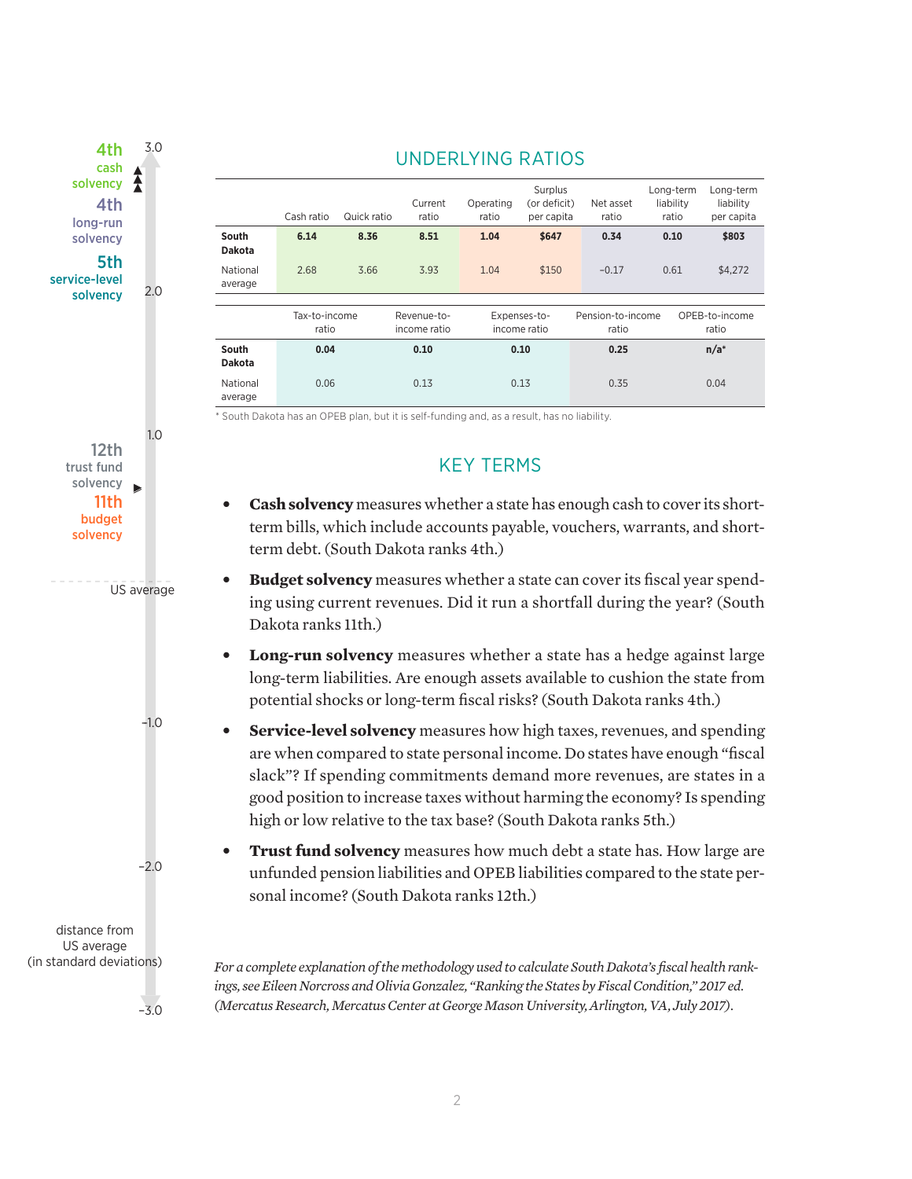4th
cash
solvency

4th
long-run
solvency

5th
service-level
solvency

12th
trust fund
solvency

11th
budget
solvency

3.0
2.0
1.0
US average
-1.0
-2.0
-3.0

distance from
US average
(in standard deviations)

## UNDERLYING RATIOS

| | Cash ratio | Quick ratio | Current ratio | Operating ratio | Surplus (or deficit) per capita | Net asset ratio | Long-term liability ratio | Long-term liability per capita |
|---|---|---|---|---|---|---|---|---|
| **South Dakota** | **6.14** | **8.36** | **8.51** | **1.04** | **$647** | **0.34** | **0.10** | **$803** |
| National average | 2.68 | 3.66 | 3.93 | 1.04 | $150 | −0.17 | 0.61 | $4,272 |

| | Tax-to-income ratio | Revenue-to-income ratio | Expenses-to-income ratio | Pension-to-income ratio | OPEB-to-income ratio |
|---|---|---|---|---|---|
| **South Dakota** | **0.04** | **0.10** | **0.10** | **0.25** | **n/a*** |
| National average | 0.06 | 0.13 | 0.13 | 0.35 | 0.04 |

* South Dakota has an OPEB plan, but it is self-funding and, as a result, has no liability.

## KEY TERMS

- **Cash solvency** measures whether a state has enough cash to cover its short-term bills, which include accounts payable, vouchers, warrants, and short-term debt. (South Dakota ranks 4th.)
- **Budget solvency** measures whether a state can cover its fiscal year spending using current revenues. Did it run a shortfall during the year? (South Dakota ranks 11th.)
- **Long-run solvency** measures whether a state has a hedge against large long-term liabilities. Are enough assets available to cushion the state from potential shocks or long-term fiscal risks? (South Dakota ranks 4th.)
- **Service-level solvency** measures how high taxes, revenues, and spending are when compared to state personal income. Do states have enough "fiscal slack"? If spending commitments demand more revenues, are states in a good position to increase taxes without harming the economy? Is spending high or low relative to the tax base? (South Dakota ranks 5th.)
- **Trust fund solvency** measures how much debt a state has. How large are unfunded pension liabilities and OPEB liabilities compared to the state personal income? (South Dakota ranks 12th.)

*For a complete explanation of the methodology used to calculate South Dakota's fiscal health rankings, see Eileen Norcross and Olivia Gonzalez, "Ranking the States by Fiscal Condition," 2017 ed. (Mercatus Research, Mercatus Center at George Mason University, Arlington, VA, July 2017).*